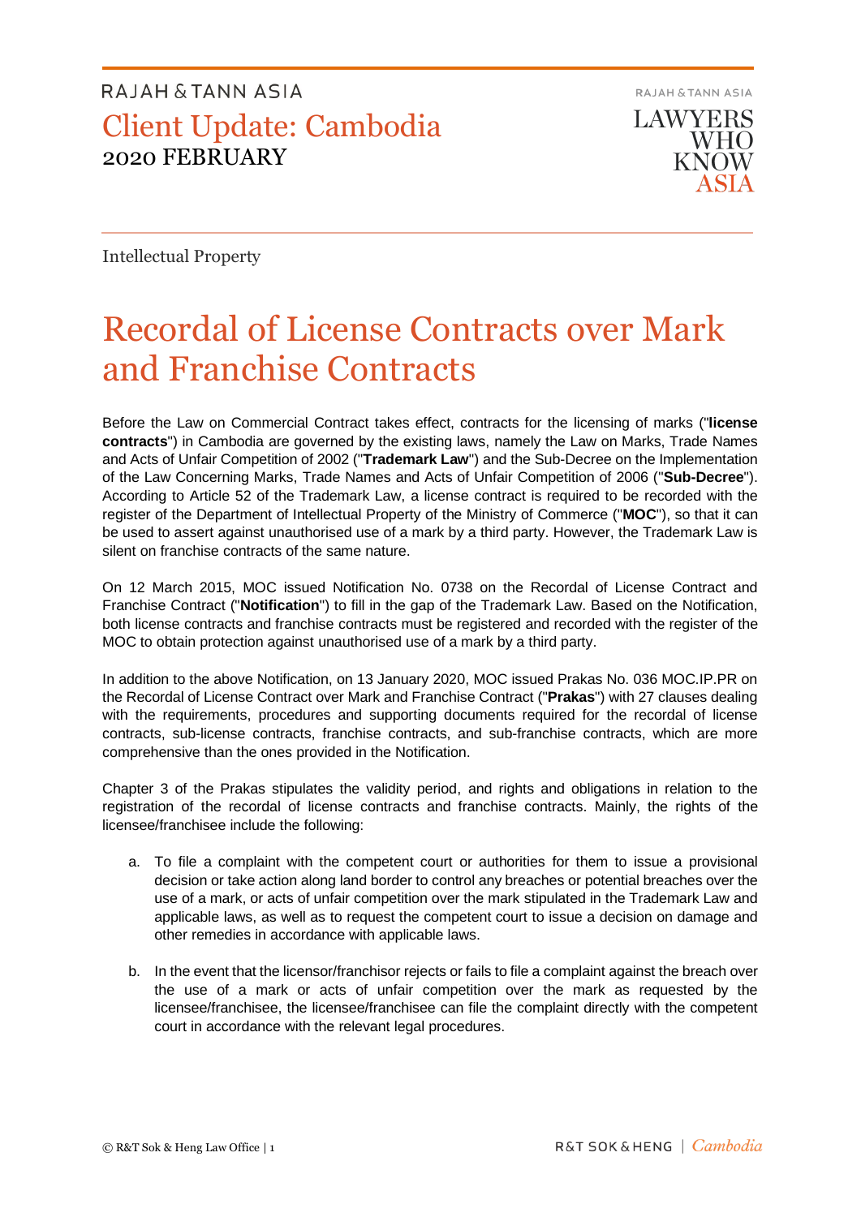RAJAH & TANN ASIA

# Client Update: Cambodia

2020 FEBRUARY

RAJAH & TANN ASIA

LAWYERS WHO KNOW ASIA

Intellectual Property

# Recordal of License Contracts over Mark and Franchise Contracts

Before the Law on Commercial Contract takes effect, contracts for the licensing of marks ("**license contracts**") in Cambodia are governed by the existing laws, namely the Law on Marks, Trade Names and Acts of Unfair Competition of 2002 ("**Trademark Law**") and the Sub-Decree on the Implementation of the Law Concerning Marks, Trade Names and Acts of Unfair Competition of 2006 ("**Sub-Decree**"). According to Article 52 of the Trademark Law, a license contract is required to be recorded with the register of the Department of Intellectual Property of the Ministry of Commerce ("**MOC**"), so that it can be used to assert against unauthorised use of a mark by a third party. However, the Trademark Law is silent on franchise contracts of the same nature.

On 12 March 2015, MOC issued Notification No. 0738 on the Recordal of License Contract and Franchise Contract ("**Notification**") to fill in the gap of the Trademark Law. Based on the Notification, both license contracts and franchise contracts must be registered and recorded with the register of the MOC to obtain protection against unauthorised use of a mark by a third party.

In addition to the above Notification, on 13 January 2020, MOC issued Prakas No. 036 MOC.IP.PR on the Recordal of License Contract over Mark and Franchise Contract ("**Prakas**") with 27 clauses dealing with the requirements, procedures and supporting documents required for the recordal of license contracts, sub-license contracts, franchise contracts, and sub-franchise contracts, which are more comprehensive than the ones provided in the Notification.

Chapter 3 of the Prakas stipulates the validity period, and rights and obligations in relation to the registration of the recordal of license contracts and franchise contracts. Mainly, the rights of the licensee/franchisee include the following:

a. To file a complaint with the competent court or authorities for them to issue a provisional decision or take action along land border to control any breaches or potential breaches over the use of a mark, or acts of unfair competition over the mark stipulated in the Trademark Law and applicable laws, as well as to request the competent court to issue a decision on damage and other remedies in accordance with applicable laws.

b. In the event that the licensor/franchisor rejects or fails to file a complaint against the breach over the use of a mark or acts of unfair competition over the mark as requested by the licensee/franchisee, the licensee/franchisee can file the complaint directly with the competent court in accordance with the relevant legal procedures.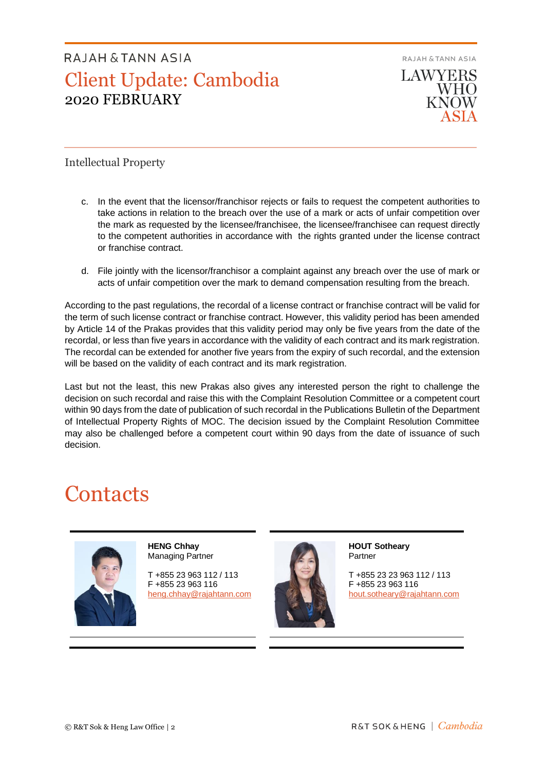Intellectual Property

c. In the event that the licensor/franchisor rejects or fails to request the competent authorities to take actions in relation to the breach over the use of a mark or acts of unfair competition over the mark as requested by the licensee/franchisee, the licensee/franchisee can request directly to the competent authorities in accordance with the rights granted under the license contract or franchise contract.

d. File jointly with the licensor/franchisor a complaint against any breach over the use of mark or acts of unfair competition over the mark to demand compensation resulting from the breach.

According to the past regulations, the recordal of a license contract or franchise contract will be valid for the term of such license contract or franchise contract. However, this validity period has been amended by Article 14 of the Prakas provides that this validity period may only be five years from the date of the recordal, or less than five years in accordance with the validity of each contract and its mark registration. The recordal can be extended for another five years from the expiry of such recordal, and the extension will be based on the validity of each contract and its mark registration.

Last but not the least, this new Prakas also gives any interested person the right to challenge the decision on such recordal and raise this with the Complaint Resolution Committee or a competent court within 90 days from the date of publication of such recordal in the Publications Bulletin of the Department of Intellectual Property Rights of MOC. The decision issued by the Complaint Resolution Committee may also be challenged before a competent court within 90 days from the date of issuance of such decision.

# Contacts

**HENG Chhay**
Managing Partner

T +855 23 963 112 / 113
F +855 23 963 116
heng.chhay@rajahtann.com

**HOUT Sotheary**
Partner

T +855 23 23 963 112 / 113
F +855 23 963 116
hout.sotheary@rajahtann.com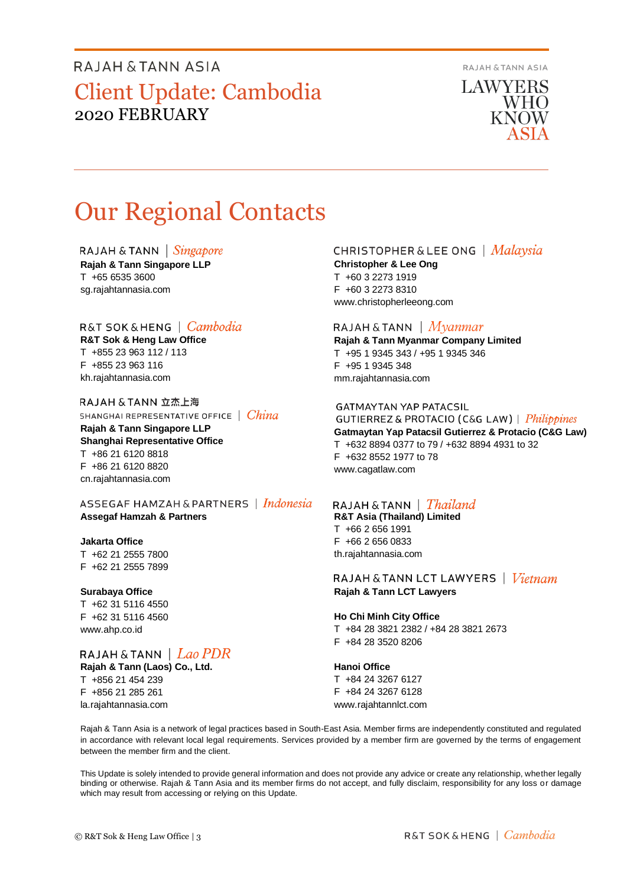# Our Regional Contacts

RAJAH & TANN | *Singapore*
**Rajah & Tann Singapore LLP**
T +65 6535 3600
sg.rajahtannasia.com

R&T SOK & HENG | *Cambodia*
**R&T Sok & Heng Law Office**
T +855 23 963 112 / 113
F +855 23 963 116
kh.rajahtannasia.com

RAJAH & TANN 立杰上海
SHANGHAI REPRESENTATIVE OFFICE | *China*
**Rajah & Tann Singapore LLP**
**Shanghai Representative Office**
T +86 21 6120 8818
F +86 21 6120 8820
cn.rajahtannasia.com

ASSEGAF HAMZAH & PARTNERS | *Indonesia*
**Assegaf Hamzah & Partners**

**Jakarta Office**
T +62 21 2555 7800
F +62 21 2555 7899

**Surabaya Office**
T +62 31 5116 4550
F +62 31 5116 4560
www.ahp.co.id

RAJAH & TANN | *Lao PDR*
**Rajah & Tann (Laos) Co., Ltd.**
T +856 21 454 239
F +856 21 285 261
la.rajahtannasia.com

CHRISTOPHER & LEE ONG | *Malaysia*
**Christopher & Lee Ong**
T +60 3 2273 1919
F +60 3 2273 8310
www.christopherleeong.com

RAJAH & TANN | *Myanmar*
**Rajah & Tann Myanmar Company Limited**
T +95 1 9345 343 / +95 1 9345 346
F +95 1 9345 348
mm.rajahtannasia.com

GATMAYTAN YAP PATACSIL
GUTIERREZ & PROTACIO (C&G LAW) | *Philippines*
**Gatmaytan Yap Patacsil Gutierrez & Protacio (C&G Law)**
T +632 8894 0377 to 79 / +632 8894 4931 to 32
F +632 8552 1977 to 78
www.cagatlaw.com

RAJAH & TANN | *Thailand*
**R&T Asia (Thailand) Limited**
T +66 2 656 1991
F +66 2 656 0833
th.rajahtannasia.com

RAJAH & TANN LCT LAWYERS | *Vietnam*
**Rajah & Tann LCT Lawyers**

**Ho Chi Minh City Office**
T +84 28 3821 2382 / +84 28 3821 2673
F +84 28 3520 8206

**Hanoi Office**
T +84 24 3267 6127
F +84 24 3267 6128
www.rajahtannlct.com

Rajah & Tann Asia is a network of legal practices based in South-East Asia. Member firms are independently constituted and regulated in accordance with relevant local legal requirements. Services provided by a member firm are governed by the terms of engagement between the member firm and the client.

This Update is solely intended to provide general information and does not provide any advice or create any relationship, whether legally binding or otherwise. Rajah & Tann Asia and its member firms do not accept, and fully disclaim, responsibility for any loss or damage which may result from accessing or relying on this Update.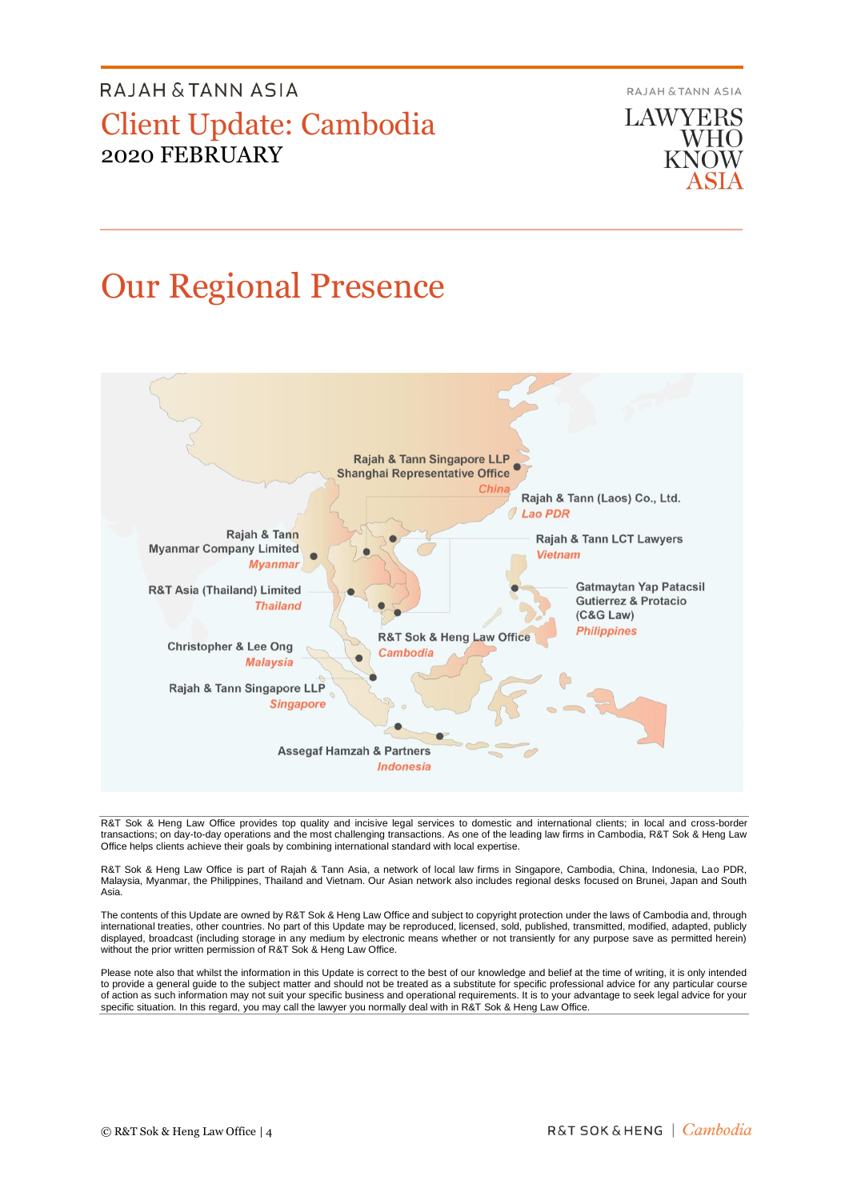RAJAH & TANN ASIA

# Client Update: Cambodia

2020 FEBRUARY

RAJAH & TANN ASIA

LAWYERS WHO KNOW ASIA

# Our Regional Presence

Rajah & Tann Singapore LLP
Shanghai Representative Office
China

Rajah & Tann (Laos) Co., Ltd.
Lao PDR

Rajah & Tann
Myanmar Company Limited
Myanmar

Rajah & Tann LCT Lawyers
Vietnam

R&T Asia (Thailand) Limited
Thailand

Gatmaytan Yap Patacsil
Gutierrez & Protacio
(C&G Law)
Philippines

R&T Sok & Heng Law Office
Cambodia

Christopher & Lee Ong
Malaysia

Rajah & Tann Singapore LLP
Singapore

Assegaf Hamzah & Partners
Indonesia

R&T Sok & Heng Law Office provides top quality and incisive legal services to domestic and international clients; in local and cross-border transactions; on day-to-day operations and the most challenging transactions. As one of the leading law firms in Cambodia, R&T Sok & Heng Law Office helps clients achieve their goals by combining international standard with local expertise.

R&T Sok & Heng Law Office is part of Rajah & Tann Asia, a network of local law firms in Singapore, Cambodia, China, Indonesia, Lao PDR, Malaysia, Myanmar, the Philippines, Thailand and Vietnam. Our Asian network also includes regional desks focused on Brunei, Japan and South Asia.

The contents of this Update are owned by R&T Sok & Heng Law Office and subject to copyright protection under the laws of Cambodia and, through international treaties, other countries. No part of this Update may be reproduced, licensed, sold, published, transmitted, modified, adapted, publicly displayed, broadcast (including storage in any medium by electronic means whether or not transiently for any purpose save as permitted herein) without the prior written permission of R&T Sok & Heng Law Office.

Please note also that whilst the information in this Update is correct to the best of our knowledge and belief at the time of writing, it is only intended to provide a general guide to the subject matter and should not be treated as a substitute for specific professional advice for any particular course of action as such information may not suit your specific business and operational requirements. It is to your advantage to seek legal advice for your specific situation. In this regard, you may call the lawyer you normally deal with in R&T Sok & Heng Law Office.